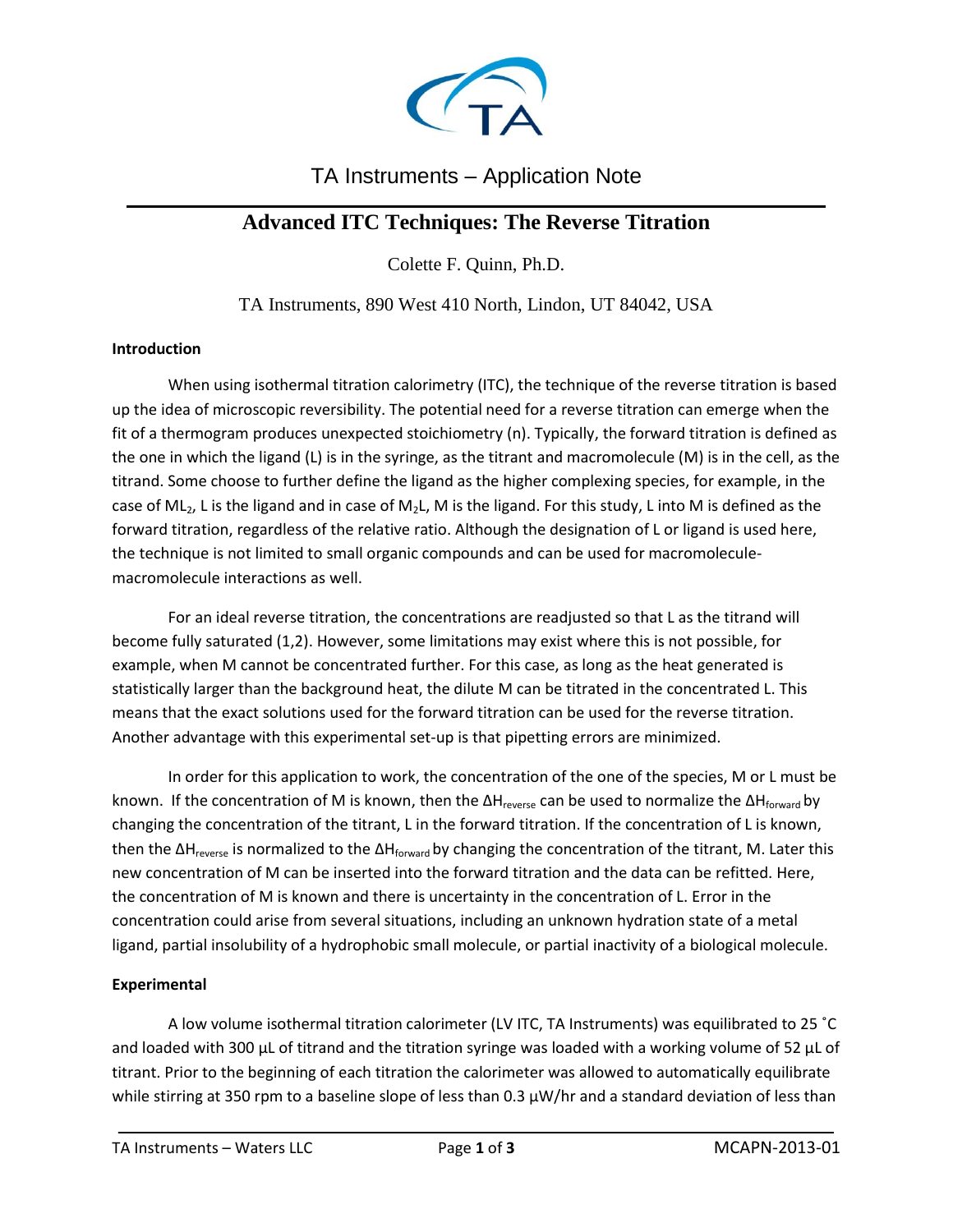TA Instruments – Application Note

# Advanced ITC Techniques: The Reverse Titration

Colette F. Quinn, Ph.D.

TA Instruments, 890 West 410 North, Lindon, UT 84042, USA

## Introduction

When using isothermal titration calorimetry (ITC), the technique of the reverse titration is based up the idea of microscopic reversibility. The potential need for a reverse titration can emerge when the fit of a thermogram produces unexpected stoichiometry (n). Typically, the forward titration is defined as the one in which the ligand (L) is in the syringe, as the titrant and macromolecule (M) is in the cell, as the titrand. Some choose to further define the ligand as the higher complexing species, for example, in the case of $ML_2$, L is the ligand and in case of $M_2L$, M is the ligand. For this study, L into M is defined as the forward titration, regardless of the relative ratio. Although the designation of L or ligand is used here, the technique is not limited to small organic compounds and can be used for macromolecule-macromolecule interactions as well.

For an ideal reverse titration, the concentrations are readjusted so that L as the titrand will become fully saturated (1,2). However, some limitations may exist where this is not possible, for example, when M cannot be concentrated further. For this case, as long as the heat generated is statistically larger than the background heat, the dilute M can be titrated in the concentrated L. This means that the exact solutions used for the forward titration can be used for the reverse titration. Another advantage with this experimental set-up is that pipetting errors are minimized.

In order for this application to work, the concentration of the one of the species, M or L must be known. If the concentration of M is known, then the $\Delta H_{reverse}$ can be used to normalize the $\Delta H_{forward}$ by changing the concentration of the titrant, L in the forward titration. If the concentration of L is known, then the $\Delta H_{reverse}$ is normalized to the $\Delta H_{forward}$ by changing the concentration of the titrant, M. Later this new concentration of M can be inserted into the forward titration and the data can be refitted. Here, the concentration of M is known and there is uncertainty in the concentration of L. Error in the concentration could arise from several situations, including an unknown hydration state of a metal ligand, partial insolubility of a hydrophobic small molecule, or partial inactivity of a biological molecule.

## Experimental

A low volume isothermal titration calorimeter (LV ITC, TA Instruments) was equilibrated to 25 ˚C and loaded with 300 µL of titrand and the titration syringe was loaded with a working volume of 52 µL of titrant. Prior to the beginning of each titration the calorimeter was allowed to automatically equilibrate while stirring at 350 rpm to a baseline slope of less than 0.3 µW/hr and a standard deviation of less than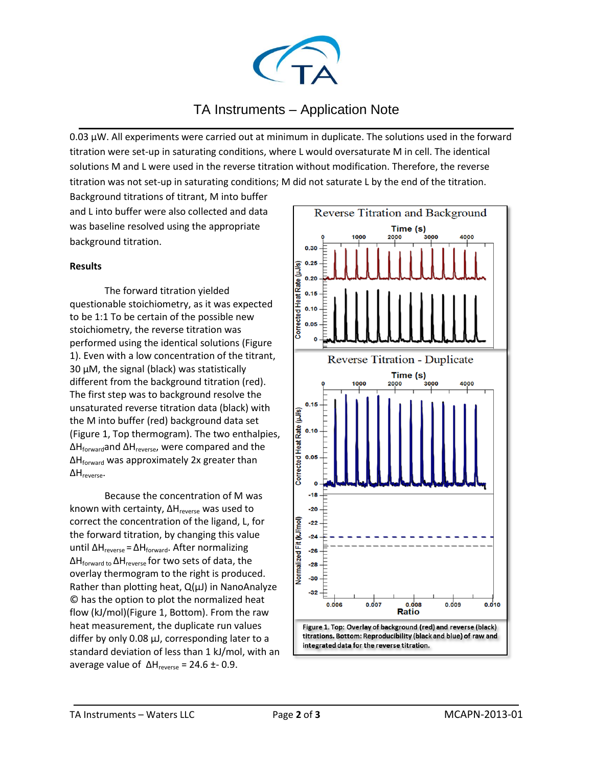0.03 μW. All experiments were carried out at minimum in duplicate. The solutions used in the forward titration were set-up in saturating conditions, where L would oversaturate M in cell. The identical solutions M and L were used in the reverse titration without modification. Therefore, the reverse titration was not set-up in saturating conditions; M did not saturate L by the end of the titration. Background titrations of titrant, M into buffer and L into buffer were also collected and data was baseline resolved using the appropriate background titration.

**Results**

The forward titration yielded questionable stoichiometry, as it was expected to be 1:1 To be certain of the possible new stoichiometry, the reverse titration was performed using the identical solutions (Figure 1). Even with a low concentration of the titrant, 30 μM, the signal (black) was statistically different from the background titration (red). The first step was to background resolve the unsaturated reverse titration data (black) with the M into buffer (red) background data set (Figure 1, Top thermogram). The two enthalpies, $\Delta H_{forward}$and $\Delta H_{reverse}$, were compared and the $\Delta H_{forward}$ was approximately 2x greater than $\Delta H_{reverse}$.

Because the concentration of M was known with certainty, $\Delta H_{reverse}$ was used to correct the concentration of the ligand, L, for the forward titration, by changing this value until $\Delta H_{reverse} = \Delta H_{forward}$. After normalizing $\Delta H_{forward}$ to $\Delta H_{reverse}$ for two sets of data, the overlay thermogram to the right is produced. Rather than plotting heat, Q(μJ) in NanoAnalyze © has the option to plot the normalized heat flow (kJ/mol)(Figure 1, Bottom). From the raw heat measurement, the duplicate run values differ by only 0.08 μJ, corresponding later to a standard deviation of less than 1 kJ/mol, with an average value of $\Delta H_{reverse}$ = 24.6 ±- 0.9.

**Figure 1.** Top: Overlay of background (red) and reverse (black) titrations. Bottom: Reproducibility (black and blue) of raw and integrated data for the reverse titration.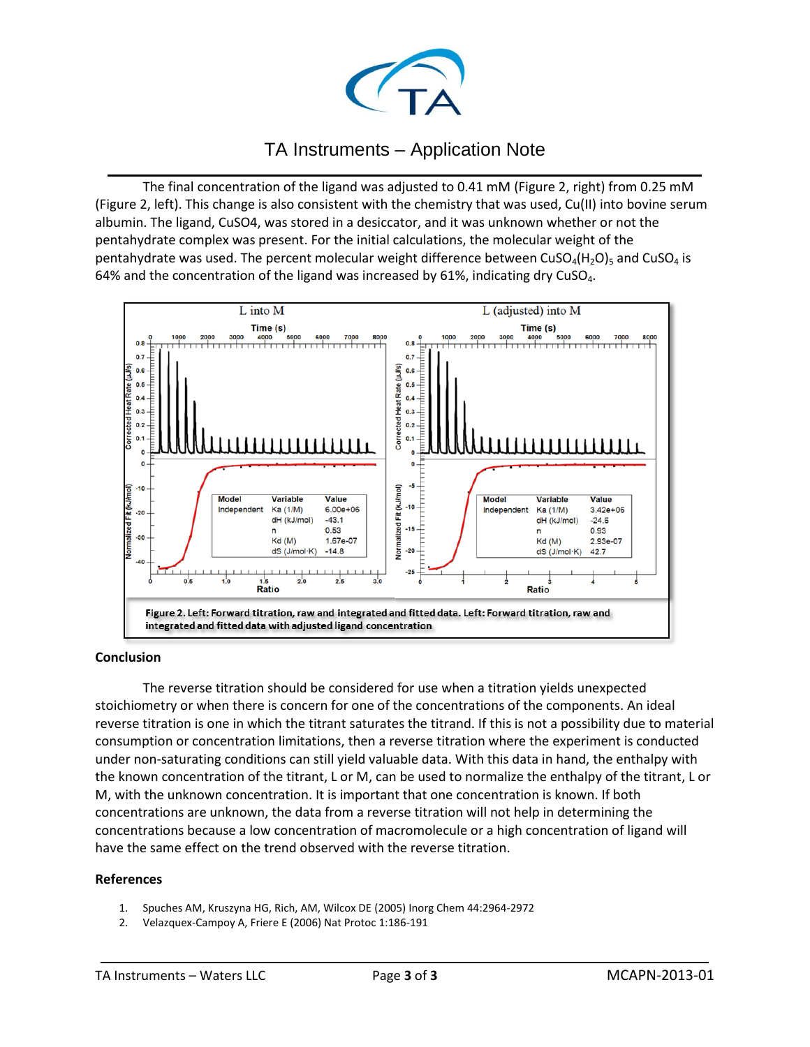The final concentration of the ligand was adjusted to 0.41 mM (Figure 2, right) from 0.25 mM (Figure 2, left). This change is also consistent with the chemistry that was used, Cu(II) into bovine serum albumin. The ligand, CuSO4, was stored in a desiccator, and it was unknown whether or not the pentahydrate complex was present. For the initial calculations, the molecular weight of the pentahydrate was used. The percent molecular weight difference between $CuSO_4(H_2O)_5$ and $CuSO_4$ is 64% and the concentration of the ligand was increased by 61%, indicating dry $CuSO_4$.

L into M

Time (s)

Corrected Heat Rate (µJ/s)

Normalized Fit (kJ/mol)

Ratio

Model: Independent
Ka (1/M): 6.00e+06
dH (kJ/mol): -43.1
n: 0.53
Kd (M): 1.67e-07
dS (J/mol·K): -14.8

L (adjusted) into M

Time (s)

Corrected Heat Rate (µJ/s)

Normalized Fit (kJ/mol)

Ratio

Model: Independent
Ka (1/M): 3.42e+06
dH (kJ/mol): -24.6
n: 0.93
Kd (M): 2.93e-07
dS (J/mol·K): 42.7

**Figure 2.** Left: Forward titration, raw and integrated and fitted data. Left: Forward titration, raw and integrated and fitted data with adjusted ligand concentration

## Conclusion

The reverse titration should be considered for use when a titration yields unexpected stoichiometry or when there is concern for one of the concentrations of the components. An ideal reverse titration is one in which the titrant saturates the titrand. If this is not a possibility due to material consumption or concentration limitations, then a reverse titration where the experiment is conducted under non-saturating conditions can still yield valuable data. With this data in hand, the enthalpy with the known concentration of the titrant, L or M, can be used to normalize the enthalpy of the titrant, L or M, with the unknown concentration. It is important that one concentration is known. If both concentrations are unknown, the data from a reverse titration will not help in determining the concentrations because a low concentration of macromolecule or a high concentration of ligand will have the same effect on the trend observed with the reverse titration.

## References

1. Spuches AM, Kruszyna HG, Rich, AM, Wilcox DE (2005) Inorg Chem 44:2964-2972
2. Velazquex-Campoy A, Friere E (2006) Nat Protoc 1:186-191